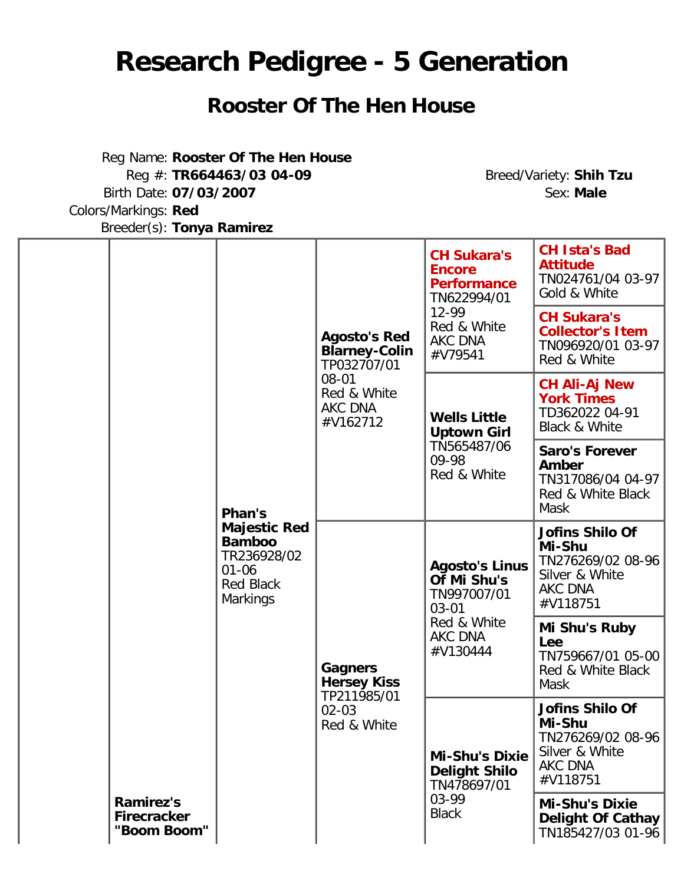# Research Pedigree - 5 Generation

## Rooster Of The Hen House

Reg Name: **Rooster Of The Hen House**
Reg #: **TR664463/03 04-09**
Birth Date: **07/03/2007**
Colors/Markings: **Red**
Breeder(s): **Tonya Ramirez**

Breed/Variety: **Shih Tzu**
Sex: **Male**

| | | | | | |
|---|---|---|---|---|---|
| | | | | **CH Sukara's Encore Performance** TN622994/01 12-99 Red & White AKC DNA #V79541 | **CH Ista's Bad Attitude** TN024761/04 03-97 Gold & White |
| | | | | | **CH Sukara's Collector's Item** TN096920/01 03-97 Red & White |
| | | | **Agosto's Red Blarney-Colin** TP032707/01 08-01 Red & White AKC DNA #V162712 | **Wells Little Uptown Girl** TN565487/06 09-98 Red & White | **CH Ali-Aj New York Times** TD362022 04-91 Black & White |
| | | | | | **Saro's Forever Amber** TN317086/04 04-97 Red & White Black Mask |
| | | **Phan's Majestic Red Bamboo** TR236928/02 01-06 Red Black Markings | | **Agosto's Linus Of Mi Shu's** TN997007/01 03-01 Red & White AKC DNA #V130444 | **Jofins Shilo Of Mi-Shu** TN276269/02 08-96 Silver & White AKC DNA #V118751 |
| | | | | | **Mi Shu's Ruby Lee** TN759667/01 05-00 Red & White Black Mask |
| | | | **Gagners Hersey Kiss** TP211985/01 02-03 Red & White | **Mi-Shu's Dixie Delight Shilo** TN478697/01 03-99 Black | **Jofins Shilo Of Mi-Shu** TN276269/02 08-96 Silver & White AKC DNA #V118751 |
| | **Ramirez's Firecracker "Boom Boom"** | | | | **Mi-Shu's Dixie Delight Of Cathay** TN185427/03 01-96 |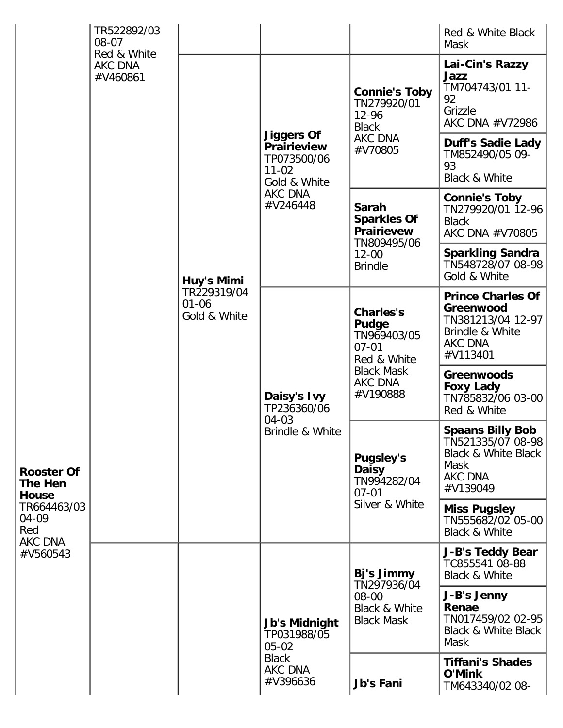| Generation 1 | Generation 2 | Generation 3 | Generation 4 | Generation 5 | Generation 6 |
|---|---|---|---|---|---|
| | TR522892/03 08-07 Red & White AKC DNA #V460861 | | | | Red & White Black Mask |
| | | **Huy's Mimi** TR229319/04 01-06 Gold & White | **Jiggers Of Prairieview** TP073500/06 11-02 Gold & White AKC DNA #V246448 | **Connie's Toby** TN279920/01 12-96 Black AKC DNA #V70805 | **Lai-Cin's Razzy Jazz** TM704743/01 11-92 Grizzle AKC DNA #V72986 |
| | | | | | **Duff's Sadie Lady** TM852490/05 09-93 Black & White |
| | | | | **Sarah Sparkles Of Prairievew** TN809495/06 12-00 Brindle | **Connie's Toby** TN279920/01 12-96 Black AKC DNA #V70805 |
| | | | | | **Sparkling Sandra** TN548728/07 08-98 Gold & White |
| | | | **Daisy's Ivy** TP236360/06 04-03 Brindle & White | **Charles's Pudge** TN969403/05 07-01 Red & White Black Mask AKC DNA #V190888 | **Prince Charles Of Greenwood** TN381213/04 12-97 Brindle & White AKC DNA #V113401 |
| | | | | | **Greenwoods Foxy Lady** TN785832/06 03-00 Red & White |
| | | | | **Pugsley's Daisy** TN994282/04 07-01 Silver & White | **Spaans Billy Bob** TN521335/07 08-98 Black & White Black Mask AKC DNA #V139049 |
| **Rooster Of The Hen House** TR664463/03 04-09 Red AKC DNA #V560543 | | | | | **Miss Pugsley** TN555682/02 05-00 Black & White |
| | | | **Jb's Midnight** TP031988/05 05-02 Black AKC DNA #V396636 | **Bj's Jimmy** TN297936/04 08-00 Black & White Black Mask | **J-B's Teddy Bear** TC855541 08-88 Black & White |
| | | | | | **J-B's Jenny Renae** TN017459/02 02-95 Black & White Black Mask |
| | | | | **Jb's Fani** | **Tiffani's Shades O'Mink** TM643340/02 08- |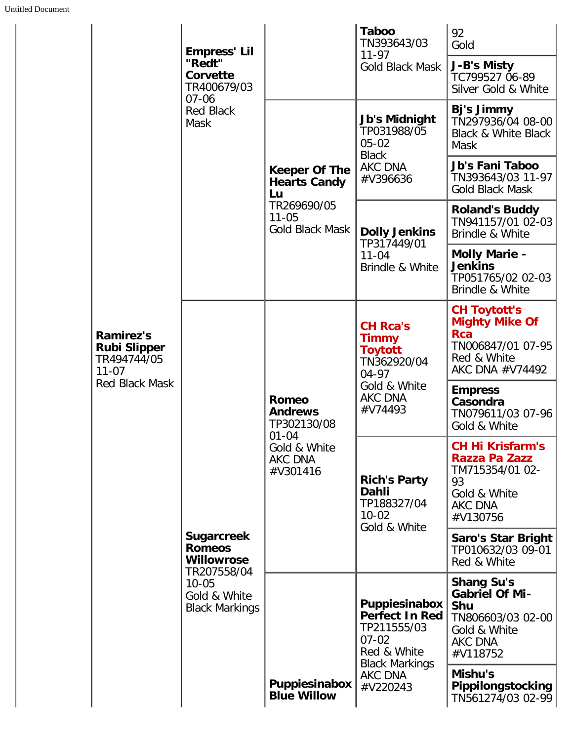| | | | | | |
|---|---|---|---|---|---|
| | | **Empress' Lil "Redt" Corvette** TR400679/03 07-06 Red Black Mask | | **Taboo** TN393643/03 11-97 Gold Black Mask | 92 Gold |
| | | | | | **J-B's Misty** TC799527 06-89 Silver Gold & White |
| | | | **Keeper Of The Hearts Candy Lu** TR269690/05 11-05 Gold Black Mask | **Jb's Midnight** TP031988/05 05-02 Black AKC DNA #V396636 | **Bj's Jimmy** TN297936/04 08-00 Black & White Black Mask |
| | | | | | **Jb's Fani Taboo** TN393643/03 11-97 Gold Black Mask |
| | | | | **Dolly Jenkins** TP317449/01 11-04 Brindle & White | **Roland's Buddy** TN941157/01 02-03 Brindle & White |
| | | | | | **Molly Marie - Jenkins** TP051765/02 02-03 Brindle & White |
| | **Ramirez's Rubi Slipper** TR494744/05 11-07 Red Black Mask | **Sugarcreek Romeos Willowrose** TR207558/04 10-05 Gold & White Black Markings | **Romeo Andrews** TP302130/08 01-04 Gold & White AKC DNA #V301416 | **CH Rca's Timmy Toytott** TN362920/04 04-97 Gold & White AKC DNA #V74493 | **CH Toytott's Mighty Mike Of Rca** TN006847/01 07-95 Red & White AKC DNA #V74492 |
| | | | | | **Empress Casondra** TN079611/03 07-96 Gold & White |
| | | | | **Rich's Party Dahli** TP188327/04 10-02 Gold & White | **CH Hi Krisfarm's Razza Pa Zazz** TM715354/01 02-93 Gold & White AKC DNA #V130756 |
| | | | | | **Saro's Star Bright** TP010632/03 09-01 Red & White |
| | | | **Puppiesinabox Blue Willow** | **Puppiesinabox Perfect In Red** TP211555/03 07-02 Red & White Black Markings AKC DNA #V220243 | **Shang Su's Gabriel Of Mi-Shu** TN806603/03 02-00 Gold & White AKC DNA #V118752 |
| | | | | | **Mishu's Pippilongstocking** TN561274/03 02-99 |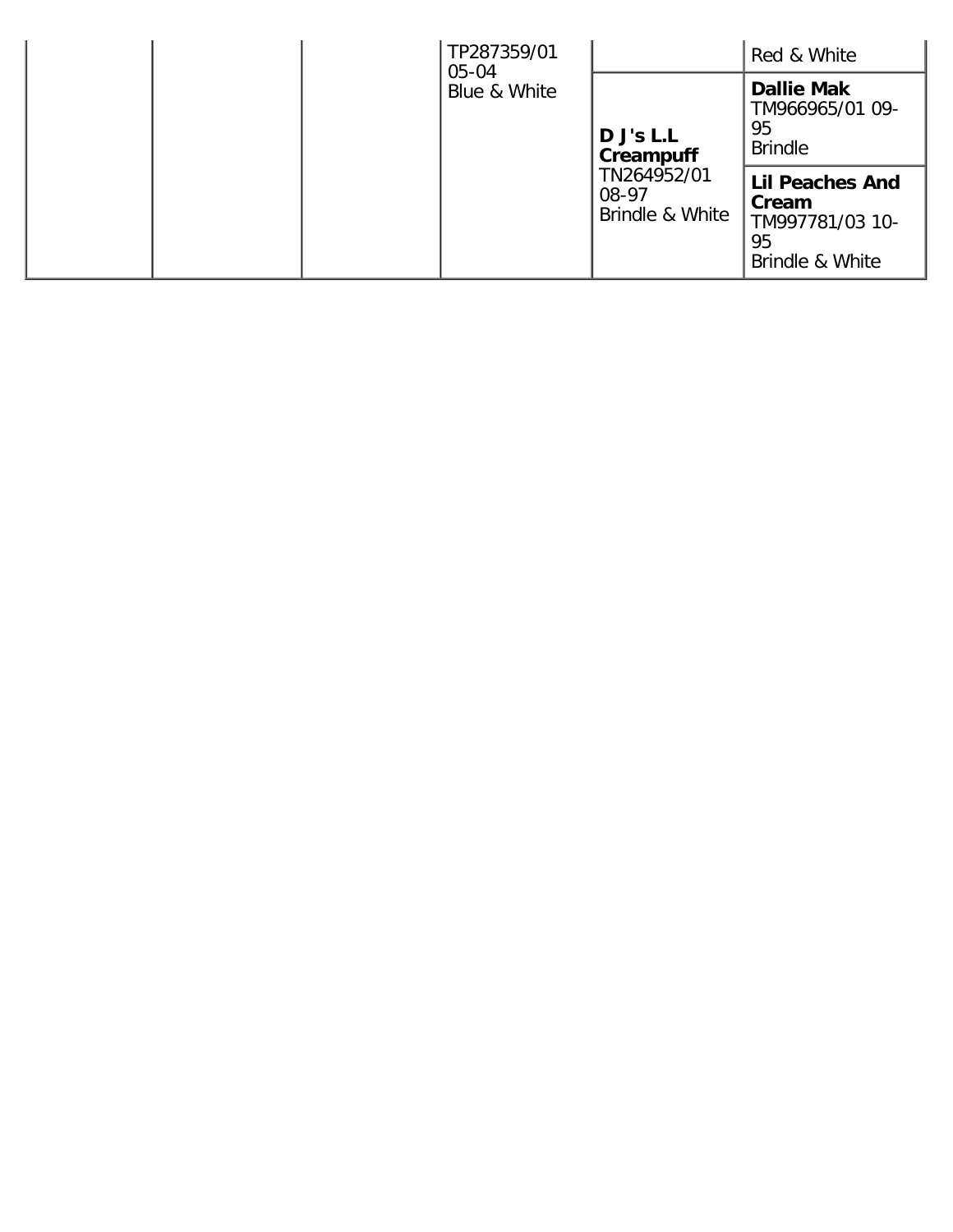| | | | | | |
|---|---|---|---|---|---|
| | | | TP287359/01 05-04 Blue & White | | Red & White |
| | | | | **D J's L.L Creampuff** TN264952/01 08-97 Brindle & White | **Dallie Mak** TM966965/01 09-95 Brindle |
| | | | | | **Lil Peaches And Cream** TM997781/03 10-95 Brindle & White |